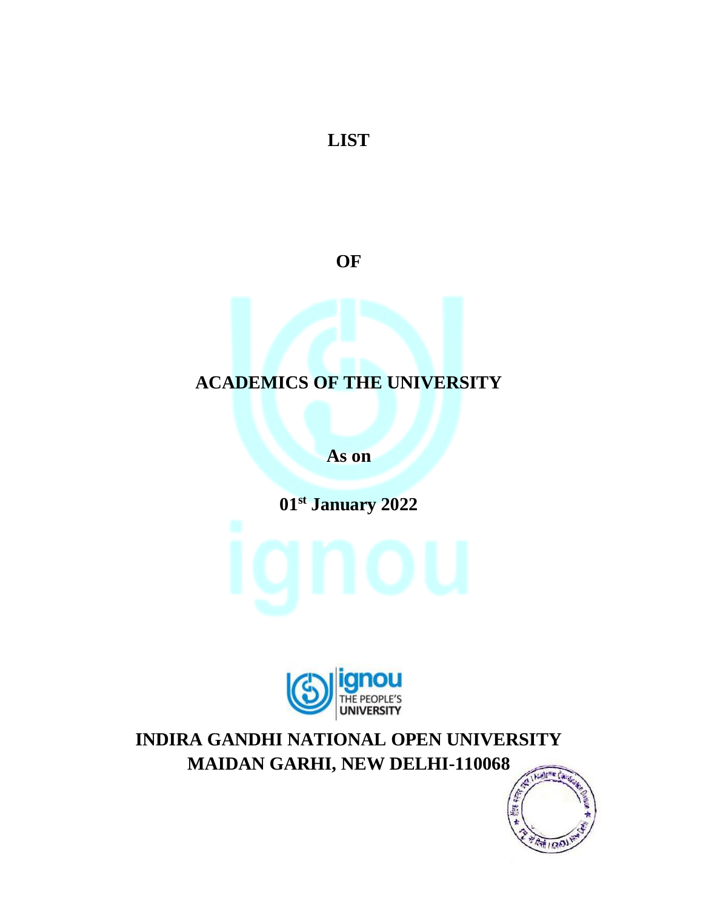# LIST

# OF

# ACADEMICS OF THE UNIVERSITY

**As on**

**01st January 2022**

**INDIRA GANDHI NATIONAL OPEN UNIVERSITY**
**MAIDAN GARHI, NEW DELHI-110068**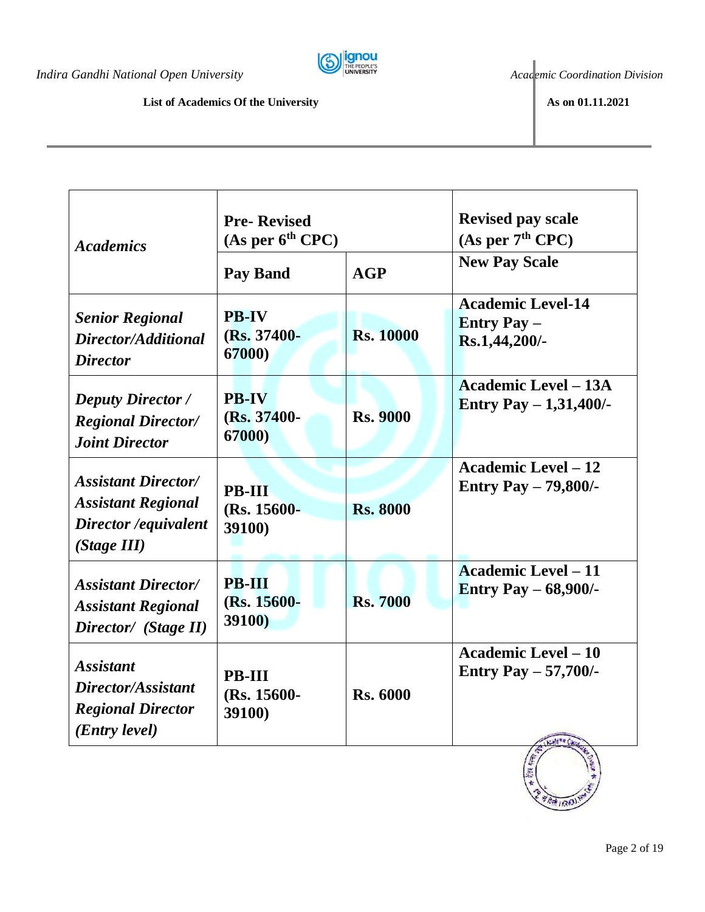**List of Academics Of the University** | **As on 01.11.2021**

| *Academics* | **Pre- Revised (As per 6[th] CPC)** | | **Revised pay scale (As per 7[th] CPC)** |
|---|---|---|---|
| | **Pay Band** | **AGP** | **New Pay Scale** |
| ***Senior Regional Director/Additional Director*** | **PB-IV (Rs. 37400-67000)** | **Rs. 10000** | **Academic Level-14 Entry Pay – Rs.1,44,200/-** |
| ***Deputy Director / Regional Director/ Joint Director*** | **PB-IV (Rs. 37400-67000)** | **Rs. 9000** | **Academic Level – 13A Entry Pay – 1,31,400/-** |
| ***Assistant Director/ Assistant Regional Director /equivalent (Stage III)*** | **PB-III (Rs. 15600-39100)** | **Rs. 8000** | **Academic Level – 12 Entry Pay – 79,800/-** |
| ***Assistant Director/ Assistant Regional Director/ (Stage II)*** | **PB-III (Rs. 15600-39100)** | **Rs. 7000** | **Academic Level – 11 Entry Pay – 68,900/-** |
| ***Assistant Director/Assistant Regional Director (Entry level)*** | **PB-III (Rs. 15600-39100)** | **Rs. 6000** | **Academic Level – 10 Entry Pay – 57,700/-** |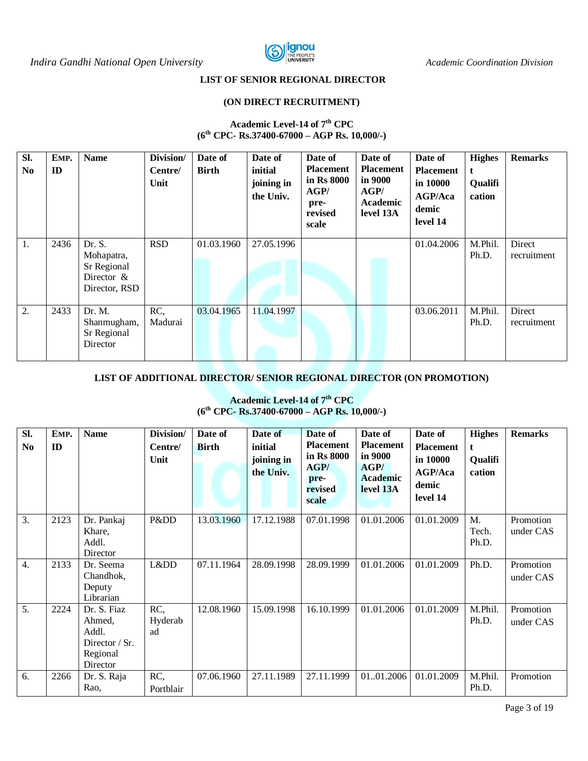### LIST OF SENIOR REGIONAL DIRECTOR

### (ON DIRECT RECRUITMENT)

**Academic Level-14 of 7th CPC**
**(6th CPC- Rs.37400-67000 – AGP Rs. 10,000/-)**

| Sl. No | EMP. ID | Name | Division/ Centre/ Unit | Date of Birth | Date of initial joining in the Univ. | Date of Placement in Rs 8000 AGP/ pre-revised scale | Date of Placement in 9000 AGP/ Academic level 13A | Date of Placement in 10000 AGP/Academic level 14 | Highest Qualification | Remarks |
|---|---|---|---|---|---|---|---|---|---|---|
| 1. | 2436 | Dr. S. Mohapatra, Sr Regional Director & Director, RSD | RSD | 01.03.1960 | 27.05.1996 | | | 01.04.2006 | M.Phil. Ph.D. | Direct recruitment |
| 2. | 2433 | Dr. M. Shanmugham, Sr Regional Director | RC, Madurai | 03.04.1965 | 11.04.1997 | | | 03.06.2011 | M.Phil. Ph.D. | Direct recruitment |

### LIST OF ADDITIONAL DIRECTOR/ SENIOR REGIONAL DIRECTOR (ON PROMOTION)

**Academic Level-14 of 7th CPC**
**(6th CPC- Rs.37400-67000 – AGP Rs. 10,000/-)**

| Sl. No | EMP. ID | Name | Division/ Centre/ Unit | Date of Birth | Date of initial joining in the Univ. | Date of Placement in Rs 8000 AGP/ pre-revised scale | Date of Placement in 9000 AGP/ Academic level 13A | Date of Placement in 10000 AGP/Academic level 14 | Highest Qualification | Remarks |
|---|---|---|---|---|---|---|---|---|---|---|
| 3. | 2123 | Dr. Pankaj Khare, Addl. Director | P&DD | 13.03.1960 | 17.12.1988 | 07.01.1998 | 01.01.2006 | 01.01.2009 | M. Tech. Ph.D. | Promotion under CAS |
| 4. | 2133 | Dr. Seema Chandhok, Deputy Librarian | L&DD | 07.11.1964 | 28.09.1998 | 28.09.1999 | 01.01.2006 | 01.01.2009 | Ph.D. | Promotion under CAS |
| 5. | 2224 | Dr. S. Fiaz Ahmed, Addl. Director / Sr. Regional Director | RC, Hyderabad | 12.08.1960 | 15.09.1998 | 16.10.1999 | 01.01.2006 | 01.01.2009 | M.Phil. Ph.D. | Promotion under CAS |
| 6. | 2266 | Dr. S. Raja Rao, | RC, Portblair | 07.06.1960 | 27.11.1989 | 27.11.1999 | 01..01.2006 | 01.01.2009 | M.Phil. Ph.D. | Promotion |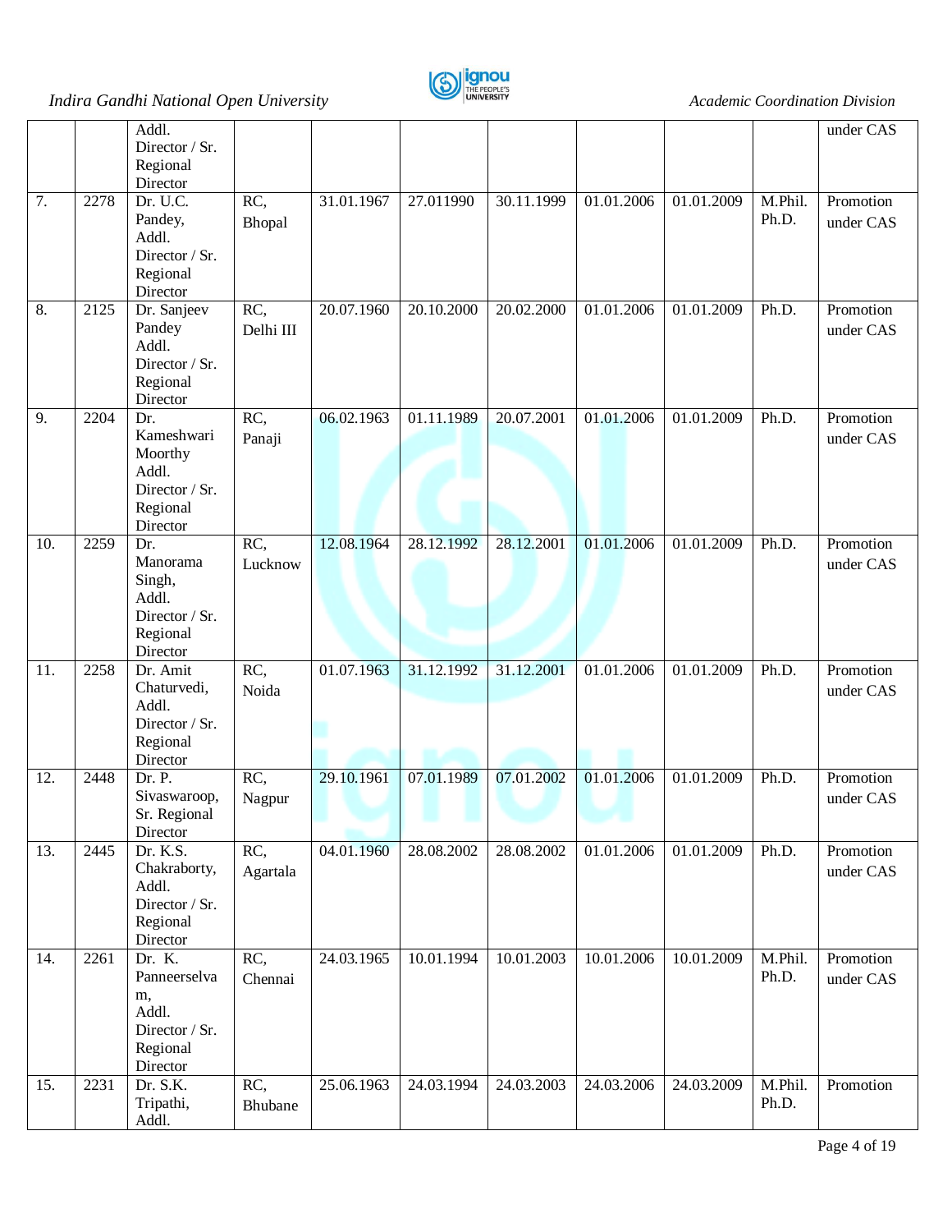| | | | | | | | | | |
|---|---|---|---|---|---|---|---|---|---|
| | | Addl. Director / Sr. Regional Director | | | | | | | under CAS |
| 7. | 2278 | Dr. U.C. Pandey, Addl. Director / Sr. Regional Director | RC, Bhopal | 31.01.1967 | 27.011990 | 30.11.1999 | 01.01.2006 | 01.01.2009 | M.Phil. Ph.D. | Promotion under CAS |
| 8. | 2125 | Dr. Sanjeev Pandey Addl. Director / Sr. Regional Director | RC, Delhi III | 20.07.1960 | 20.10.2000 | 20.02.2000 | 01.01.2006 | 01.01.2009 | Ph.D. | Promotion under CAS |
| 9. | 2204 | Dr. Kameshwari Moorthy Addl. Director / Sr. Regional Director | RC, Panaji | 06.02.1963 | 01.11.1989 | 20.07.2001 | 01.01.2006 | 01.01.2009 | Ph.D. | Promotion under CAS |
| 10. | 2259 | Dr. Manorama Singh, Addl. Director / Sr. Regional Director | RC, Lucknow | 12.08.1964 | 28.12.1992 | 28.12.2001 | 01.01.2006 | 01.01.2009 | Ph.D. | Promotion under CAS |
| 11. | 2258 | Dr. Amit Chaturvedi, Addl. Director / Sr. Regional Director | RC, Noida | 01.07.1963 | 31.12.1992 | 31.12.2001 | 01.01.2006 | 01.01.2009 | Ph.D. | Promotion under CAS |
| 12. | 2448 | Dr. P. Sivaswaroop, Sr. Regional Director | RC, Nagpur | 29.10.1961 | 07.01.1989 | 07.01.2002 | 01.01.2006 | 01.01.2009 | Ph.D. | Promotion under CAS |
| 13. | 2445 | Dr. K.S. Chakraborty, Addl. Director / Sr. Regional Director | RC, Agartala | 04.01.1960 | 28.08.2002 | 28.08.2002 | 01.01.2006 | 01.01.2009 | Ph.D. | Promotion under CAS |
| 14. | 2261 | Dr. K. Panneerselvam, Addl. Director / Sr. Regional Director | RC, Chennai | 24.03.1965 | 10.01.1994 | 10.01.2003 | 10.01.2006 | 10.01.2009 | M.Phil. Ph.D. | Promotion under CAS |
| 15. | 2231 | Dr. S.K. Tripathi, Addl. | RC, Bhubane | 25.06.1963 | 24.03.1994 | 24.03.2003 | 24.03.2006 | 24.03.2009 | M.Phil. Ph.D. | Promotion |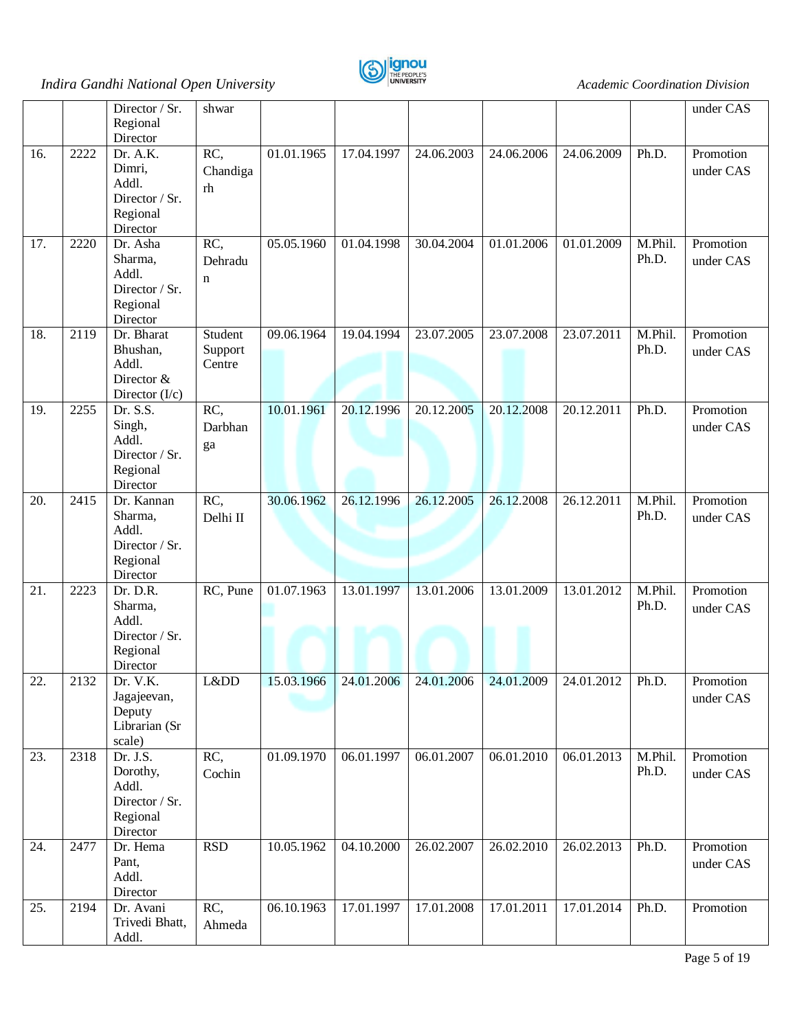|  |  | Director / Sr. Regional Director | shwar |  |  |  |  |  |  | under CAS |
|---|---|---|---|---|---|---|---|---|---|---|
| 16. | 2222 | Dr. A.K. Dimri, Addl. Director / Sr. Regional Director | RC, Chandigarh | 01.01.1965 | 17.04.1997 | 24.06.2003 | 24.06.2006 | 24.06.2009 | Ph.D. | Promotion under CAS |
| 17. | 2220 | Dr. Asha Sharma, Addl. Director / Sr. Regional Director | RC, Dehradun | 05.05.1960 | 01.04.1998 | 30.04.2004 | 01.01.2006 | 01.01.2009 | M.Phil. Ph.D. | Promotion under CAS |
| 18. | 2119 | Dr. Bharat Bhushan, Addl. Director & Director (I/c) | Student Support Centre | 09.06.1964 | 19.04.1994 | 23.07.2005 | 23.07.2008 | 23.07.2011 | M.Phil. Ph.D. | Promotion under CAS |
| 19. | 2255 | Dr. S.S. Singh, Addl. Director / Sr. Regional Director | RC, Darbhanga | 10.01.1961 | 20.12.1996 | 20.12.2005 | 20.12.2008 | 20.12.2011 | Ph.D. | Promotion under CAS |
| 20. | 2415 | Dr. Kannan Sharma, Addl. Director / Sr. Regional Director | RC, Delhi II | 30.06.1962 | 26.12.1996 | 26.12.2005 | 26.12.2008 | 26.12.2011 | M.Phil. Ph.D. | Promotion under CAS |
| 21. | 2223 | Dr. D.R. Sharma, Addl. Director / Sr. Regional Director | RC, Pune | 01.07.1963 | 13.01.1997 | 13.01.2006 | 13.01.2009 | 13.01.2012 | M.Phil. Ph.D. | Promotion under CAS |
| 22. | 2132 | Dr. V.K. Jagajeevan, Deputy Librarian (Sr scale) | L&DD | 15.03.1966 | 24.01.2006 | 24.01.2006 | 24.01.2009 | 24.01.2012 | Ph.D. | Promotion under CAS |
| 23. | 2318 | Dr. J.S. Dorothy, Addl. Director / Sr. Regional Director | RC, Cochin | 01.09.1970 | 06.01.1997 | 06.01.2007 | 06.01.2010 | 06.01.2013 | M.Phil. Ph.D. | Promotion under CAS |
| 24. | 2477 | Dr. Hema Pant, Addl. Director | RSD | 10.05.1962 | 04.10.2000 | 26.02.2007 | 26.02.2010 | 26.02.2013 | Ph.D. | Promotion under CAS |
| 25. | 2194 | Dr. Avani Trivedi Bhatt, Addl. | RC, Ahmeda | 06.10.1963 | 17.01.1997 | 17.01.2008 | 17.01.2011 | 17.01.2014 | Ph.D. | Promotion |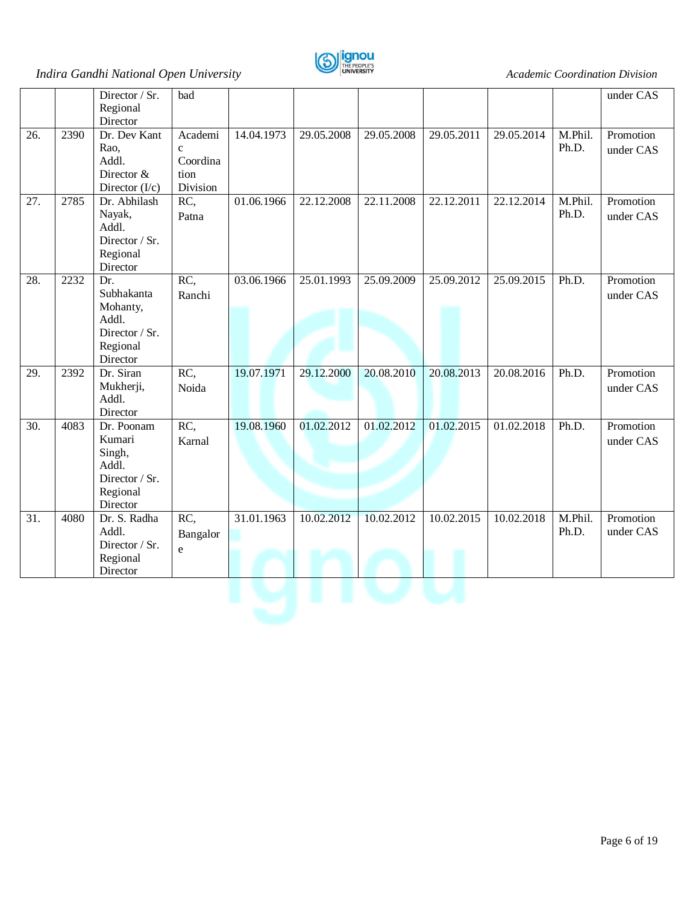| | | Director / Sr. Regional Director | bad | | | | | | | under CAS |
|---|---|---|---|---|---|---|---|---|---|---|
| 26. | 2390 | Dr. Dev Kant Rao, Addl. Director & Director (I/c) | Academic Coordination Division | 14.04.1973 | 29.05.2008 | 29.05.2008 | 29.05.2011 | 29.05.2014 | M.Phil. Ph.D. | Promotion under CAS |
| 27. | 2785 | Dr. Abhilash Nayak, Addl. Director / Sr. Regional Director | RC, Patna | 01.06.1966 | 22.12.2008 | 22.11.2008 | 22.12.2011 | 22.12.2014 | M.Phil. Ph.D. | Promotion under CAS |
| 28. | 2232 | Dr. Subhakanta Mohanty, Addl. Director / Sr. Regional Director | RC, Ranchi | 03.06.1966 | 25.01.1993 | 25.09.2009 | 25.09.2012 | 25.09.2015 | Ph.D. | Promotion under CAS |
| 29. | 2392 | Dr. Siran Mukherji, Addl. Director | RC, Noida | 19.07.1971 | 29.12.2000 | 20.08.2010 | 20.08.2013 | 20.08.2016 | Ph.D. | Promotion under CAS |
| 30. | 4083 | Dr. Poonam Kumari Singh, Addl. Director / Sr. Regional Director | RC, Karnal | 19.08.1960 | 01.02.2012 | 01.02.2012 | 01.02.2015 | 01.02.2018 | Ph.D. | Promotion under CAS |
| 31. | 4080 | Dr. S. Radha Addl. Director / Sr. Regional Director | RC, Bangalore | 31.01.1963 | 10.02.2012 | 10.02.2012 | 10.02.2015 | 10.02.2018 | M.Phil. Ph.D. | Promotion under CAS |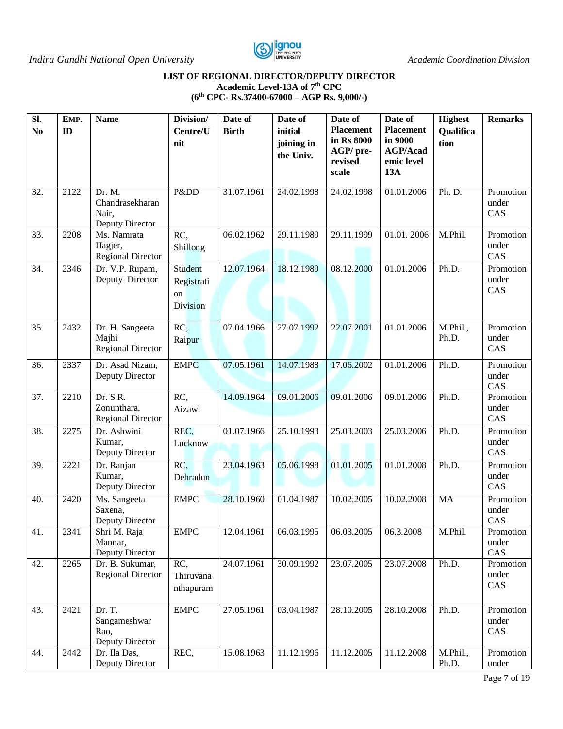### LIST OF REGIONAL DIRECTOR/DEPUTY DIRECTOR
**Academic Level-13A of 7th CPC**
**(6th CPC- Rs.37400-67000 – AGP Rs. 9,000/-)**

| Sl. No | EMP. ID | Name | Division/ Centre/Unit | Date of Birth | Date of initial joining in the Univ. | Date of Placement in Rs 8000 AGP/ pre-revised scale | Date of Placement in 9000 AGP/Academic level 13A | Highest Qualification | Remarks |
|---|---|---|---|---|---|---|---|---|---|
| 32. | 2122 | Dr. M. Chandrasekharan Nair, Deputy Director | P&DD | 31.07.1961 | 24.02.1998 | 24.02.1998 | 01.01.2006 | Ph. D. | Promotion under CAS |
| 33. | 2208 | Ms. Namrata Hagjer, Regional Director | RC, Shillong | 06.02.1962 | 29.11.1989 | 29.11.1999 | 01.01. 2006 | M.Phil. | Promotion under CAS |
| 34. | 2346 | Dr. V.P. Rupam, Deputy Director | Student Registration Division | 12.07.1964 | 18.12.1989 | 08.12.2000 | 01.01.2006 | Ph.D. | Promotion under CAS |
| 35. | 2432 | Dr. H. Sangeeta Majhi Regional Director | RC, Raipur | 07.04.1966 | 27.07.1992 | 22.07.2001 | 01.01.2006 | M.Phil., Ph.D. | Promotion under CAS |
| 36. | 2337 | Dr. Asad Nizam, Deputy Director | EMPC | 07.05.1961 | 14.07.1988 | 17.06.2002 | 01.01.2006 | Ph.D. | Promotion under CAS |
| 37. | 2210 | Dr. S.R. Zonunthara, Regional Director | RC, Aizawl | 14.09.1964 | 09.01.2006 | 09.01.2006 | 09.01.2006 | Ph.D. | Promotion under CAS |
| 38. | 2275 | Dr. Ashwini Kumar, Deputy Director | REC, Lucknow | 01.07.1966 | 25.10.1993 | 25.03.2003 | 25.03.2006 | Ph.D. | Promotion under CAS |
| 39. | 2221 | Dr. Ranjan Kumar, Deputy Director | RC, Dehradun | 23.04.1963 | 05.06.1998 | 01.01.2005 | 01.01.2008 | Ph.D. | Promotion under CAS |
| 40. | 2420 | Ms. Sangeeta Saxena, Deputy Director | EMPC | 28.10.1960 | 01.04.1987 | 10.02.2005 | 10.02.2008 | MA | Promotion under CAS |
| 41. | 2341 | Shri M. Raja Mannar, Deputy Director | EMPC | 12.04.1961 | 06.03.1995 | 06.03.2005 | 06.3.2008 | M.Phil. | Promotion under CAS |
| 42. | 2265 | Dr. B. Sukumar, Regional Director | RC, Thiruvananthapuram | 24.07.1961 | 30.09.1992 | 23.07.2005 | 23.07.2008 | Ph.D. | Promotion under CAS |
| 43. | 2421 | Dr. T. Sangameshwar Rao, Deputy Director | EMPC | 27.05.1961 | 03.04.1987 | 28.10.2005 | 28.10.2008 | Ph.D. | Promotion under CAS |
| 44. | 2442 | Dr. Ila Das, Deputy Director | REC, | 15.08.1963 | 11.12.1996 | 11.12.2005 | 11.12.2008 | M.Phil., Ph.D. | Promotion under |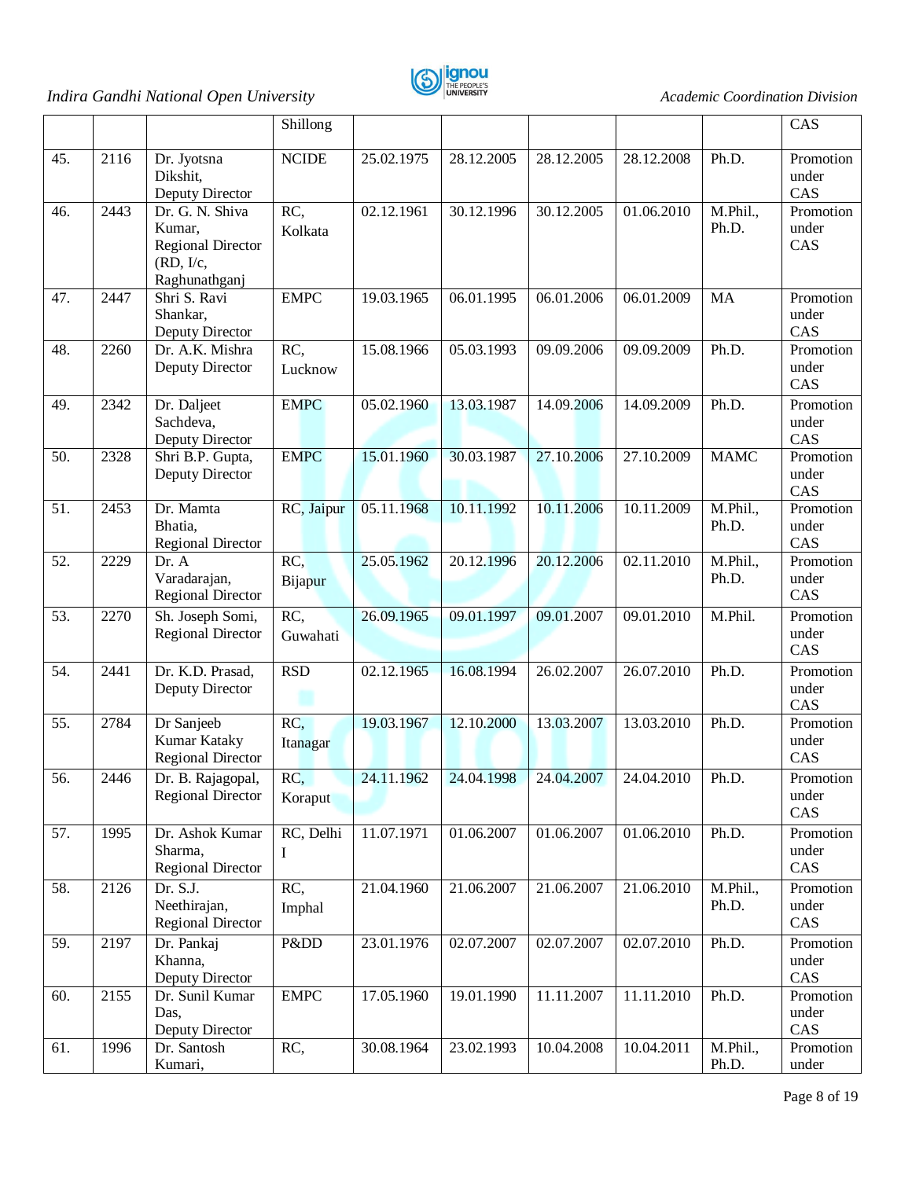|  |  |  | Shillong |  |  |  |  |  | CAS |
|---|---|---|---|---|---|---|---|---|---|
| 45. | 2116 | Dr. Jyotsna Dikshit, Deputy Director | NCIDE | 25.02.1975 | 28.12.2005 | 28.12.2005 | 28.12.2008 | Ph.D. | Promotion under CAS |
| 46. | 2443 | Dr. G. N. Shiva Kumar, Regional Director (RD, I/c, Raghunathganj | RC, Kolkata | 02.12.1961 | 30.12.1996 | 30.12.2005 | 01.06.2010 | M.Phil., Ph.D. | Promotion under CAS |
| 47. | 2447 | Shri S. Ravi Shankar, Deputy Director | EMPC | 19.03.1965 | 06.01.1995 | 06.01.2006 | 06.01.2009 | MA | Promotion under CAS |
| 48. | 2260 | Dr. A.K. Mishra Deputy Director | RC, Lucknow | 15.08.1966 | 05.03.1993 | 09.09.2006 | 09.09.2009 | Ph.D. | Promotion under CAS |
| 49. | 2342 | Dr. Daljeet Sachdeva, Deputy Director | EMPC | 05.02.1960 | 13.03.1987 | 14.09.2006 | 14.09.2009 | Ph.D. | Promotion under CAS |
| 50. | 2328 | Shri B.P. Gupta, Deputy Director | EMPC | 15.01.1960 | 30.03.1987 | 27.10.2006 | 27.10.2009 | MAMC | Promotion under CAS |
| 51. | 2453 | Dr. Mamta Bhatia, Regional Director | RC, Jaipur | 05.11.1968 | 10.11.1992 | 10.11.2006 | 10.11.2009 | M.Phil., Ph.D. | Promotion under CAS |
| 52. | 2229 | Dr. A Varadarajan, Regional Director | RC, Bijapur | 25.05.1962 | 20.12.1996 | 20.12.2006 | 02.11.2010 | M.Phil., Ph.D. | Promotion under CAS |
| 53. | 2270 | Sh. Joseph Somi, Regional Director | RC, Guwahati | 26.09.1965 | 09.01.1997 | 09.01.2007 | 09.01.2010 | M.Phil. | Promotion under CAS |
| 54. | 2441 | Dr. K.D. Prasad, Deputy Director | RSD | 02.12.1965 | 16.08.1994 | 26.02.2007 | 26.07.2010 | Ph.D. | Promotion under CAS |
| 55. | 2784 | Dr Sanjeeb Kumar Kataky Regional Director | RC, Itanagar | 19.03.1967 | 12.10.2000 | 13.03.2007 | 13.03.2010 | Ph.D. | Promotion under CAS |
| 56. | 2446 | Dr. B. Rajagopal, Regional Director | RC, Koraput | 24.11.1962 | 24.04.1998 | 24.04.2007 | 24.04.2010 | Ph.D. | Promotion under CAS |
| 57. | 1995 | Dr. Ashok Kumar Sharma, Regional Director | RC, Delhi I | 11.07.1971 | 01.06.2007 | 01.06.2007 | 01.06.2010 | Ph.D. | Promotion under CAS |
| 58. | 2126 | Dr. S.J. Neethirajan, Regional Director | RC, Imphal | 21.04.1960 | 21.06.2007 | 21.06.2007 | 21.06.2010 | M.Phil., Ph.D. | Promotion under CAS |
| 59. | 2197 | Dr. Pankaj Khanna, Deputy Director | P&DD | 23.01.1976 | 02.07.2007 | 02.07.2007 | 02.07.2010 | Ph.D. | Promotion under CAS |
| 60. | 2155 | Dr. Sunil Kumar Das, Deputy Director | EMPC | 17.05.1960 | 19.01.1990 | 11.11.2007 | 11.11.2010 | Ph.D. | Promotion under CAS |
| 61. | 1996 | Dr. Santosh Kumari, | RC, | 30.08.1964 | 23.02.1993 | 10.04.2008 | 10.04.2011 | M.Phil., Ph.D. | Promotion under |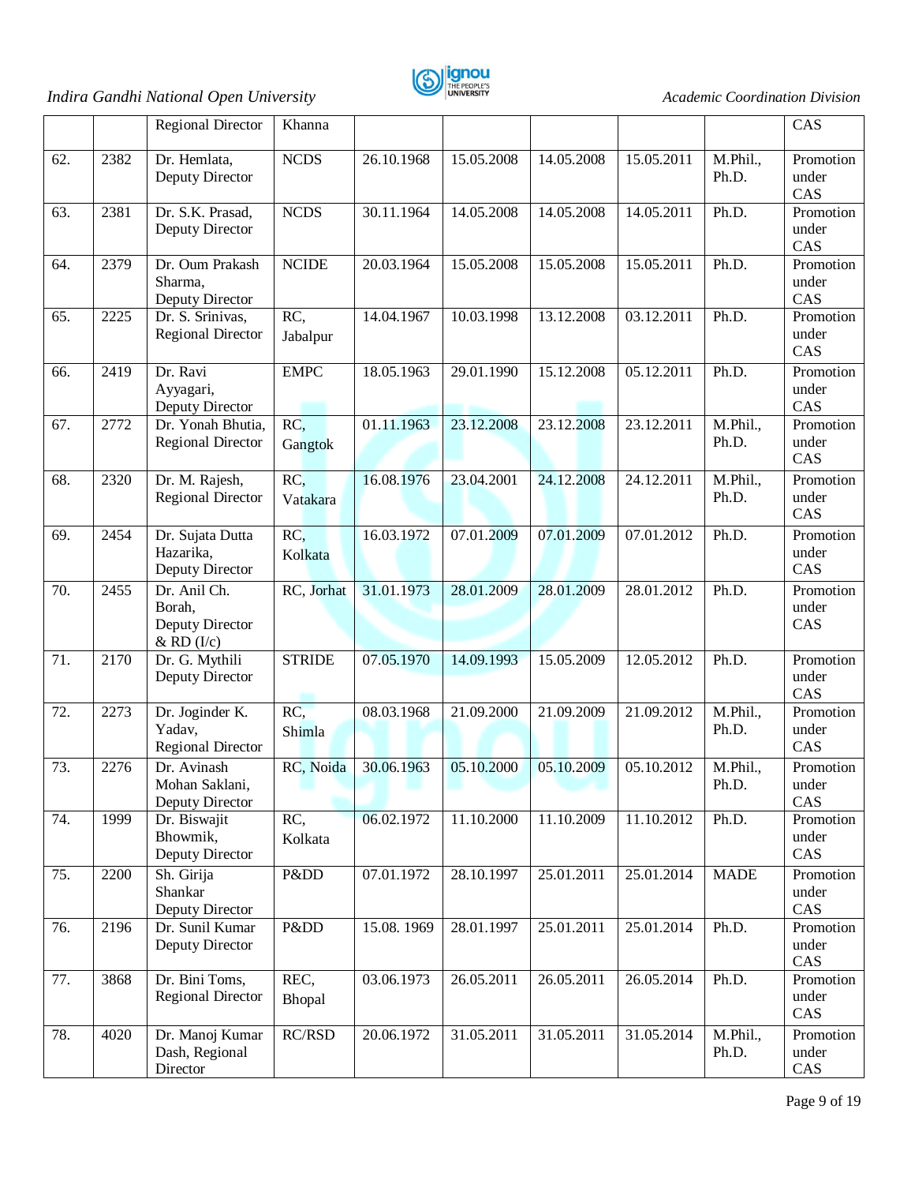| | | Regional Director | Khanna | | | | | | CAS |
|---|---|---|---|---|---|---|---|---|---|
| 62. | 2382 | Dr. Hemlata, Deputy Director | NCDS | 26.10.1968 | 15.05.2008 | 14.05.2008 | 15.05.2011 | M.Phil., Ph.D. | Promotion under CAS |
| 63. | 2381 | Dr. S.K. Prasad, Deputy Director | NCDS | 30.11.1964 | 14.05.2008 | 14.05.2008 | 14.05.2011 | Ph.D. | Promotion under CAS |
| 64. | 2379 | Dr. Oum Prakash Sharma, Deputy Director | NCIDE | 20.03.1964 | 15.05.2008 | 15.05.2008 | 15.05.2011 | Ph.D. | Promotion under CAS |
| 65. | 2225 | Dr. S. Srinivas, Regional Director | RC, Jabalpur | 14.04.1967 | 10.03.1998 | 13.12.2008 | 03.12.2011 | Ph.D. | Promotion under CAS |
| 66. | 2419 | Dr. Ravi Ayyagari, Deputy Director | EMPC | 18.05.1963 | 29.01.1990 | 15.12.2008 | 05.12.2011 | Ph.D. | Promotion under CAS |
| 67. | 2772 | Dr. Yonah Bhutia, Regional Director | RC, Gangtok | 01.11.1963 | 23.12.2008 | 23.12.2008 | 23.12.2011 | M.Phil., Ph.D. | Promotion under CAS |
| 68. | 2320 | Dr. M. Rajesh, Regional Director | RC, Vatakara | 16.08.1976 | 23.04.2001 | 24.12.2008 | 24.12.2011 | M.Phil., Ph.D. | Promotion under CAS |
| 69. | 2454 | Dr. Sujata Dutta Hazarika, Deputy Director | RC, Kolkata | 16.03.1972 | 07.01.2009 | 07.01.2009 | 07.01.2012 | Ph.D. | Promotion under CAS |
| 70. | 2455 | Dr. Anil Ch. Borah, Deputy Director & RD (I/c) | RC, Jorhat | 31.01.1973 | 28.01.2009 | 28.01.2009 | 28.01.2012 | Ph.D. | Promotion under CAS |
| 71. | 2170 | Dr. G. Mythili Deputy Director | STRIDE | 07.05.1970 | 14.09.1993 | 15.05.2009 | 12.05.2012 | Ph.D. | Promotion under CAS |
| 72. | 2273 | Dr. Joginder K. Yadav, Regional Director | RC, Shimla | 08.03.1968 | 21.09.2000 | 21.09.2009 | 21.09.2012 | M.Phil., Ph.D. | Promotion under CAS |
| 73. | 2276 | Dr. Avinash Mohan Saklani, Deputy Director | RC, Noida | 30.06.1963 | 05.10.2000 | 05.10.2009 | 05.10.2012 | M.Phil., Ph.D. | Promotion under CAS |
| 74. | 1999 | Dr. Biswajit Bhowmik, Deputy Director | RC, Kolkata | 06.02.1972 | 11.10.2000 | 11.10.2009 | 11.10.2012 | Ph.D. | Promotion under CAS |
| 75. | 2200 | Sh. Girija Shankar Deputy Director | P&DD | 07.01.1972 | 28.10.1997 | 25.01.2011 | 25.01.2014 | MADE | Promotion under CAS |
| 76. | 2196 | Dr. Sunil Kumar Deputy Director | P&DD | 15.08. 1969 | 28.01.1997 | 25.01.2011 | 25.01.2014 | Ph.D. | Promotion under CAS |
| 77. | 3868 | Dr. Bini Toms, Regional Director | REC, Bhopal | 03.06.1973 | 26.05.2011 | 26.05.2011 | 26.05.2014 | Ph.D. | Promotion under CAS |
| 78. | 4020 | Dr. Manoj Kumar Dash, Regional Director | RC/RSD | 20.06.1972 | 31.05.2011 | 31.05.2011 | 31.05.2014 | M.Phil., Ph.D. | Promotion under CAS |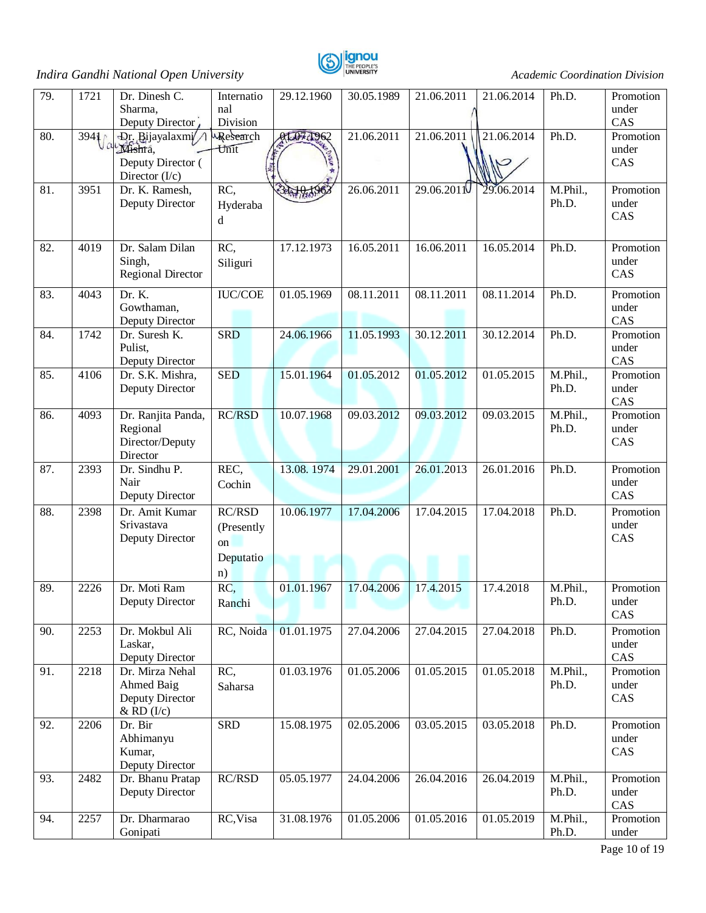| 79. | 1721 | Dr. Dinesh C. Sharma, Deputy Director | International Division | 29.12.1960 | 30.05.1989 | 21.06.2011 | 21.06.2014 | Ph.D. | Promotion under CAS |
|---|---|---|---|---|---|---|---|---|---|
| 80. | 3941 | Dr. Bijayalaxmi Mishra, Deputy Director ( Director (I/c) | Research Unit | 01.07.1962 | 21.06.2011 | 21.06.2011 | 21.06.2014 | Ph.D. | Promotion under CAS |
| 81. | 3951 | Dr. K. Ramesh, Deputy Director | RC, Hyderabad | 31.10.1963 | 26.06.2011 | 29.06.2011 | 29.06.2014 | M.Phil., Ph.D. | Promotion under CAS |
| 82. | 4019 | Dr. Salam Dilan Singh, Regional Director | RC, Siliguri | 17.12.1973 | 16.05.2011 | 16.06.2011 | 16.05.2014 | Ph.D. | Promotion under CAS |
| 83. | 4043 | Dr. K. Gowthaman, Deputy Director | IUC/COE | 01.05.1969 | 08.11.2011 | 08.11.2011 | 08.11.2014 | Ph.D. | Promotion under CAS |
| 84. | 1742 | Dr. Suresh K. Pulist, Deputy Director | SRD | 24.06.1966 | 11.05.1993 | 30.12.2011 | 30.12.2014 | Ph.D. | Promotion under CAS |
| 85. | 4106 | Dr. S.K. Mishra, Deputy Director | SED | 15.01.1964 | 01.05.2012 | 01.05.2012 | 01.05.2015 | M.Phil., Ph.D. | Promotion under CAS |
| 86. | 4093 | Dr. Ranjita Panda, Regional Director/Deputy Director | RC/RSD | 10.07.1968 | 09.03.2012 | 09.03.2012 | 09.03.2015 | M.Phil., Ph.D. | Promotion under CAS |
| 87. | 2393 | Dr. Sindhu P. Nair Deputy Director | REC, Cochin | 13.08. 1974 | 29.01.2001 | 26.01.2013 | 26.01.2016 | Ph.D. | Promotion under CAS |
| 88. | 2398 | Dr. Amit Kumar Srivastava Deputy Director | RC/RSD (Presently on Deputation) | 10.06.1977 | 17.04.2006 | 17.04.2015 | 17.04.2018 | Ph.D. | Promotion under CAS |
| 89. | 2226 | Dr. Moti Ram Deputy Director | RC, Ranchi | 01.01.1967 | 17.04.2006 | 17.4.2015 | 17.4.2018 | M.Phil., Ph.D. | Promotion under CAS |
| 90. | 2253 | Dr. Mokbul Ali Laskar, Deputy Director | RC, Noida | 01.01.1975 | 27.04.2006 | 27.04.2015 | 27.04.2018 | Ph.D. | Promotion under CAS |
| 91. | 2218 | Dr. Mirza Nehal Ahmed Baig Deputy Director & RD (I/c) | RC, Saharsa | 01.03.1976 | 01.05.2006 | 01.05.2015 | 01.05.2018 | M.Phil., Ph.D. | Promotion under CAS |
| 92. | 2206 | Dr. Bir Abhimanyu Kumar, Deputy Director | SRD | 15.08.1975 | 02.05.2006 | 03.05.2015 | 03.05.2018 | Ph.D. | Promotion under CAS |
| 93. | 2482 | Dr. Bhanu Pratap Deputy Director | RC/RSD | 05.05.1977 | 24.04.2006 | 26.04.2016 | 26.04.2019 | M.Phil., Ph.D. | Promotion under CAS |
| 94. | 2257 | Dr. Dharmarao Gonipati | RC,Visa | 31.08.1976 | 01.05.2006 | 01.05.2016 | 01.05.2019 | M.Phil., Ph.D. | Promotion under |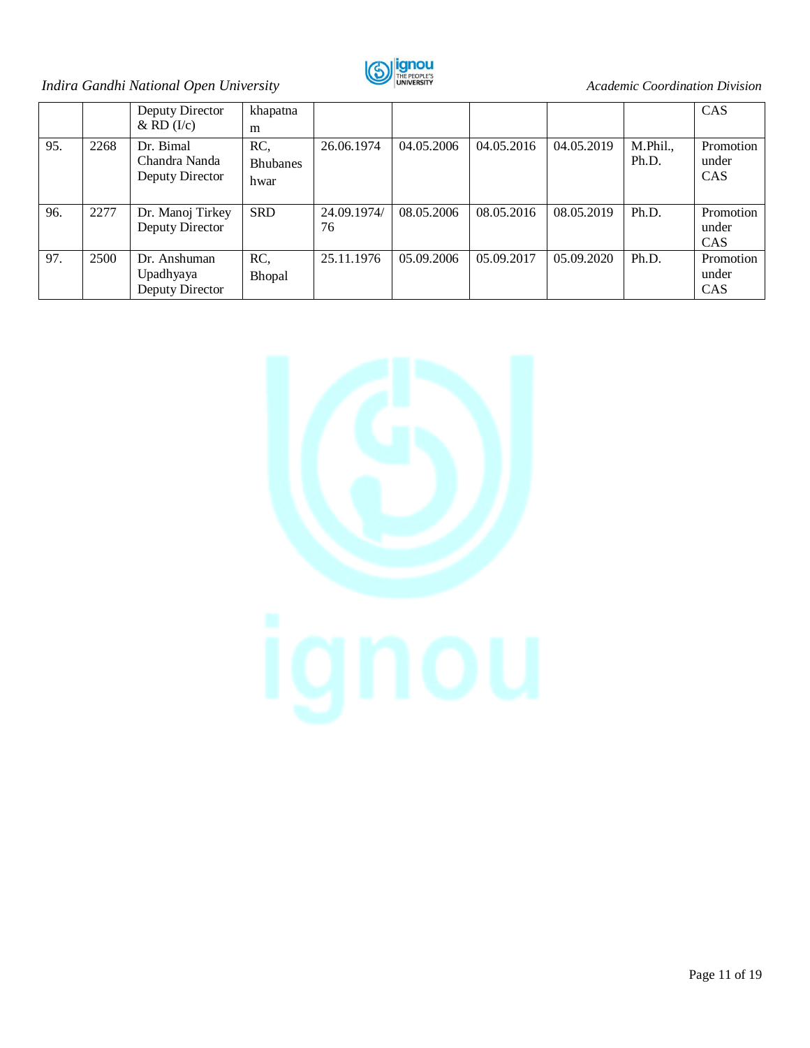|  |  | Deputy Director & RD (I/c) | khapatnam |  |  |  |  |  | CAS |
|---|---|---|---|---|---|---|---|---|---|
| 95. | 2268 | Dr. Bimal Chandra Nanda Deputy Director | RC, Bhubaneshwar | 26.06.1974 | 04.05.2006 | 04.05.2016 | 04.05.2019 | M.Phil., Ph.D. | Promotion under CAS |
| 96. | 2277 | Dr. Manoj Tirkey Deputy Director | SRD | 24.09.1974/76 | 08.05.2006 | 08.05.2016 | 08.05.2019 | Ph.D. | Promotion under CAS |
| 97. | 2500 | Dr. Anshuman Upadhyaya Deputy Director | RC, Bhopal | 25.11.1976 | 05.09.2006 | 05.09.2017 | 05.09.2020 | Ph.D. | Promotion under CAS |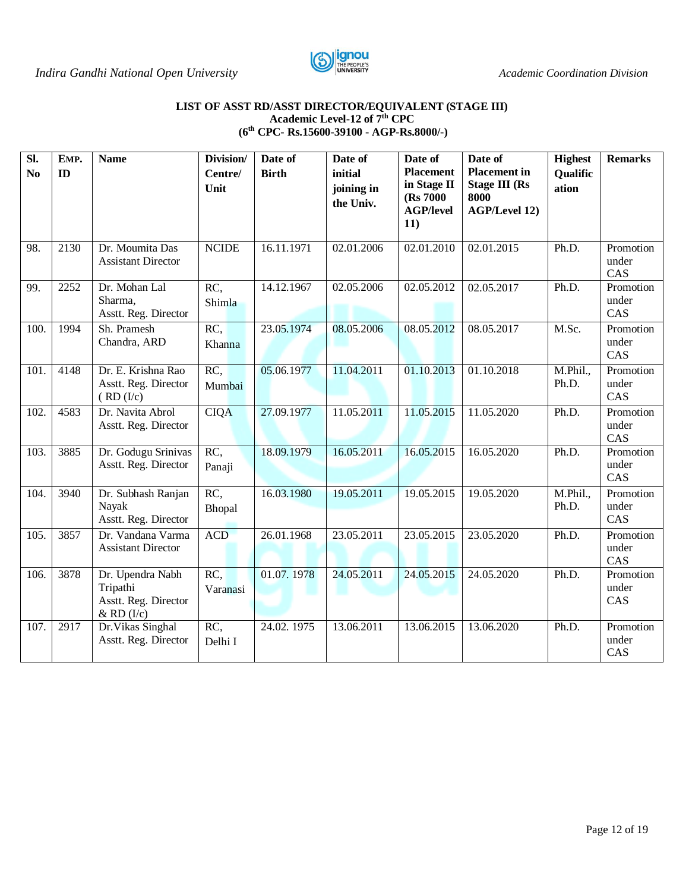**LIST OF ASST RD/ASST DIRECTOR/EQUIVALENT (STAGE III)**
**Academic Level-12 of 7th CPC**
**(6th CPC- Rs.15600-39100 - AGP-Rs.8000/-)**

| Sl. No | EMP. ID | Name | Division/ Centre/ Unit | Date of Birth | Date of initial joining in the Univ. | Date of Placement in Stage II (Rs 7000 AGP/level 11) | Date of Placement in Stage III (Rs 8000 AGP/Level 12) | Highest Qualification | Remarks |
|---|---|---|---|---|---|---|---|---|---|
| 98. | 2130 | Dr. Moumita Das Assistant Director | NCIDE | 16.11.1971 | 02.01.2006 | 02.01.2010 | 02.01.2015 | Ph.D. | Promotion under CAS |
| 99. | 2252 | Dr. Mohan Lal Sharma, Asstt. Reg. Director | RC, Shimla | 14.12.1967 | 02.05.2006 | 02.05.2012 | 02.05.2017 | Ph.D. | Promotion under CAS |
| 100. | 1994 | Sh. Pramesh Chandra, ARD | RC, Khanna | 23.05.1974 | 08.05.2006 | 08.05.2012 | 08.05.2017 | M.Sc. | Promotion under CAS |
| 101. | 4148 | Dr. E. Krishna Rao Asstt. Reg. Director ( RD (I/c) | RC, Mumbai | 05.06.1977 | 11.04.2011 | 01.10.2013 | 01.10.2018 | M.Phil., Ph.D. | Promotion under CAS |
| 102. | 4583 | Dr. Navita Abrol Asstt. Reg. Director | CIQA | 27.09.1977 | 11.05.2011 | 11.05.2015 | 11.05.2020 | Ph.D. | Promotion under CAS |
| 103. | 3885 | Dr. Godugu Srinivas Asstt. Reg. Director | RC, Panaji | 18.09.1979 | 16.05.2011 | 16.05.2015 | 16.05.2020 | Ph.D. | Promotion under CAS |
| 104. | 3940 | Dr. Subhash Ranjan Nayak Asstt. Reg. Director | RC, Bhopal | 16.03.1980 | 19.05.2011 | 19.05.2015 | 19.05.2020 | M.Phil., Ph.D. | Promotion under CAS |
| 105. | 3857 | Dr. Vandana Varma Assistant Director | ACD | 26.01.1968 | 23.05.2011 | 23.05.2015 | 23.05.2020 | Ph.D. | Promotion under CAS |
| 106. | 3878 | Dr. Upendra Nabh Tripathi Asstt. Reg. Director & RD (I/c) | RC, Varanasi | 01.07. 1978 | 24.05.2011 | 24.05.2015 | 24.05.2020 | Ph.D. | Promotion under CAS |
| 107. | 2917 | Dr.Vikas Singhal Asstt. Reg. Director | RC, Delhi I | 24.02. 1975 | 13.06.2011 | 13.06.2015 | 13.06.2020 | Ph.D. | Promotion under CAS |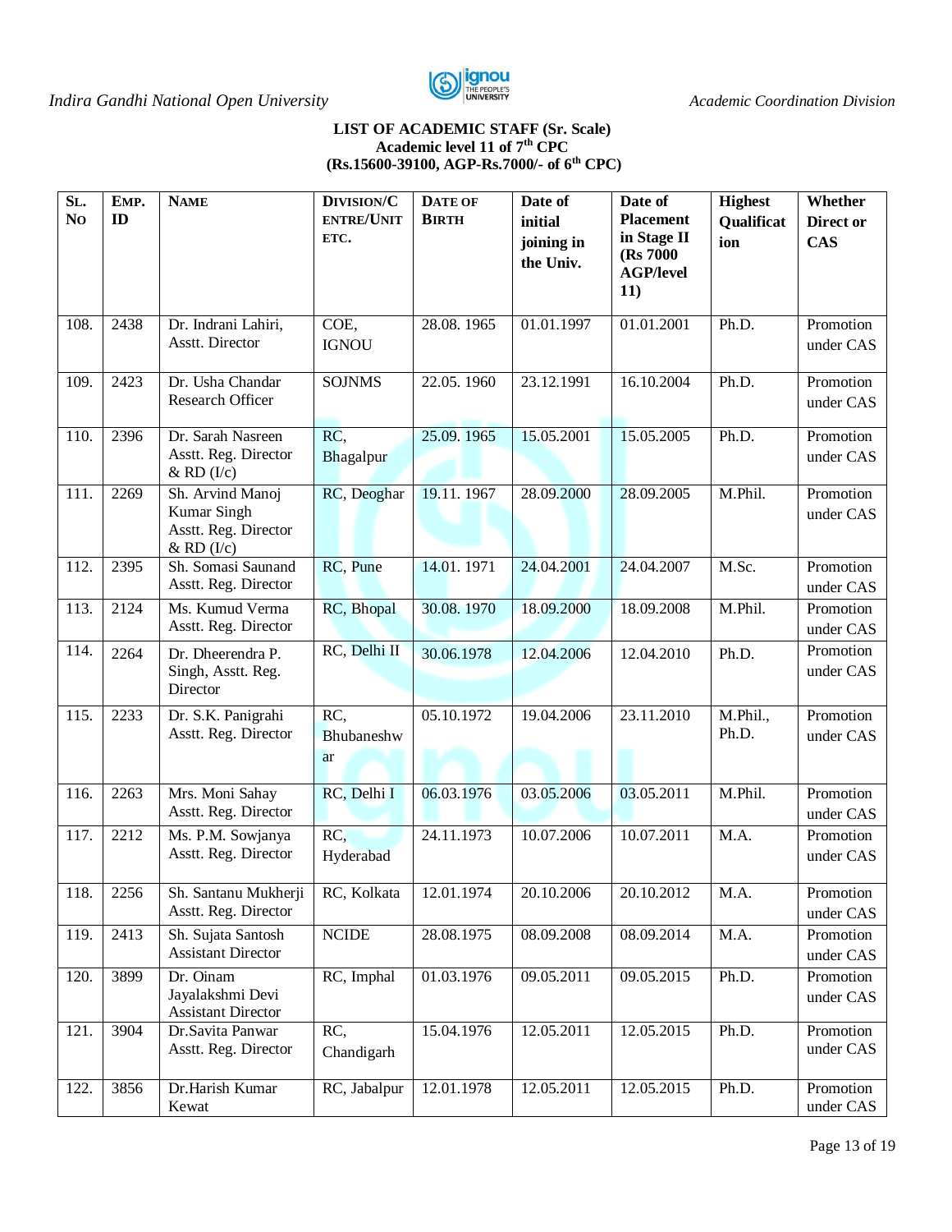**LIST OF ACADEMIC STAFF (Sr. Scale)**
**Academic level 11 of 7th CPC**
**(Rs.15600-39100, AGP-Rs.7000/- of 6th CPC)**

| SL. NO | EMP. ID | NAME | DIVISION/CENTRE/UNIT ETC. | DATE OF BIRTH | Date of initial joining in the Univ. | Date of Placement in Stage II (Rs 7000 AGP/level 11) | Highest Qualification | Whether Direct or CAS |
|---|---|---|---|---|---|---|---|---|
| 108. | 2438 | Dr. Indrani Lahiri, Asstt. Director | COE, IGNOU | 28.08. 1965 | 01.01.1997 | 01.01.2001 | Ph.D. | Promotion under CAS |
| 109. | 2423 | Dr. Usha Chandar Research Officer | SOJNMS | 22.05. 1960 | 23.12.1991 | 16.10.2004 | Ph.D. | Promotion under CAS |
| 110. | 2396 | Dr. Sarah Nasreen Asstt. Reg. Director & RD (I/c) | RC, Bhagalpur | 25.09. 1965 | 15.05.2001 | 15.05.2005 | Ph.D. | Promotion under CAS |
| 111. | 2269 | Sh. Arvind Manoj Kumar Singh Asstt. Reg. Director & RD (I/c) | RC, Deoghar | 19.11. 1967 | 28.09.2000 | 28.09.2005 | M.Phil. | Promotion under CAS |
| 112. | 2395 | Sh. Somasi Saunand Asstt. Reg. Director | RC, Pune | 14.01. 1971 | 24.04.2001 | 24.04.2007 | M.Sc. | Promotion under CAS |
| 113. | 2124 | Ms. Kumud Verma Asstt. Reg. Director | RC, Bhopal | 30.08. 1970 | 18.09.2000 | 18.09.2008 | M.Phil. | Promotion under CAS |
| 114. | 2264 | Dr. Dheerendra P. Singh, Asstt. Reg. Director | RC, Delhi II | 30.06.1978 | 12.04.2006 | 12.04.2010 | Ph.D. | Promotion under CAS |
| 115. | 2233 | Dr. S.K. Panigrahi Asstt. Reg. Director | RC, Bhubaneshwar | 05.10.1972 | 19.04.2006 | 23.11.2010 | M.Phil., Ph.D. | Promotion under CAS |
| 116. | 2263 | Mrs. Moni Sahay Asstt. Reg. Director | RC, Delhi I | 06.03.1976 | 03.05.2006 | 03.05.2011 | M.Phil. | Promotion under CAS |
| 117. | 2212 | Ms. P.M. Sowjanya Asstt. Reg. Director | RC, Hyderabad | 24.11.1973 | 10.07.2006 | 10.07.2011 | M.A. | Promotion under CAS |
| 118. | 2256 | Sh. Santanu Mukherji Asstt. Reg. Director | RC, Kolkata | 12.01.1974 | 20.10.2006 | 20.10.2012 | M.A. | Promotion under CAS |
| 119. | 2413 | Sh. Sujata Santosh Assistant Director | NCIDE | 28.08.1975 | 08.09.2008 | 08.09.2014 | M.A. | Promotion under CAS |
| 120. | 3899 | Dr. Oinam Jayalakshmi Devi Assistant Director | RC, Imphal | 01.03.1976 | 09.05.2011 | 09.05.2015 | Ph.D. | Promotion under CAS |
| 121. | 3904 | Dr.Savita Panwar Asstt. Reg. Director | RC, Chandigarh | 15.04.1976 | 12.05.2011 | 12.05.2015 | Ph.D. | Promotion under CAS |
| 122. | 3856 | Dr.Harish Kumar Kewat | RC, Jabalpur | 12.01.1978 | 12.05.2011 | 12.05.2015 | Ph.D. | Promotion under CAS |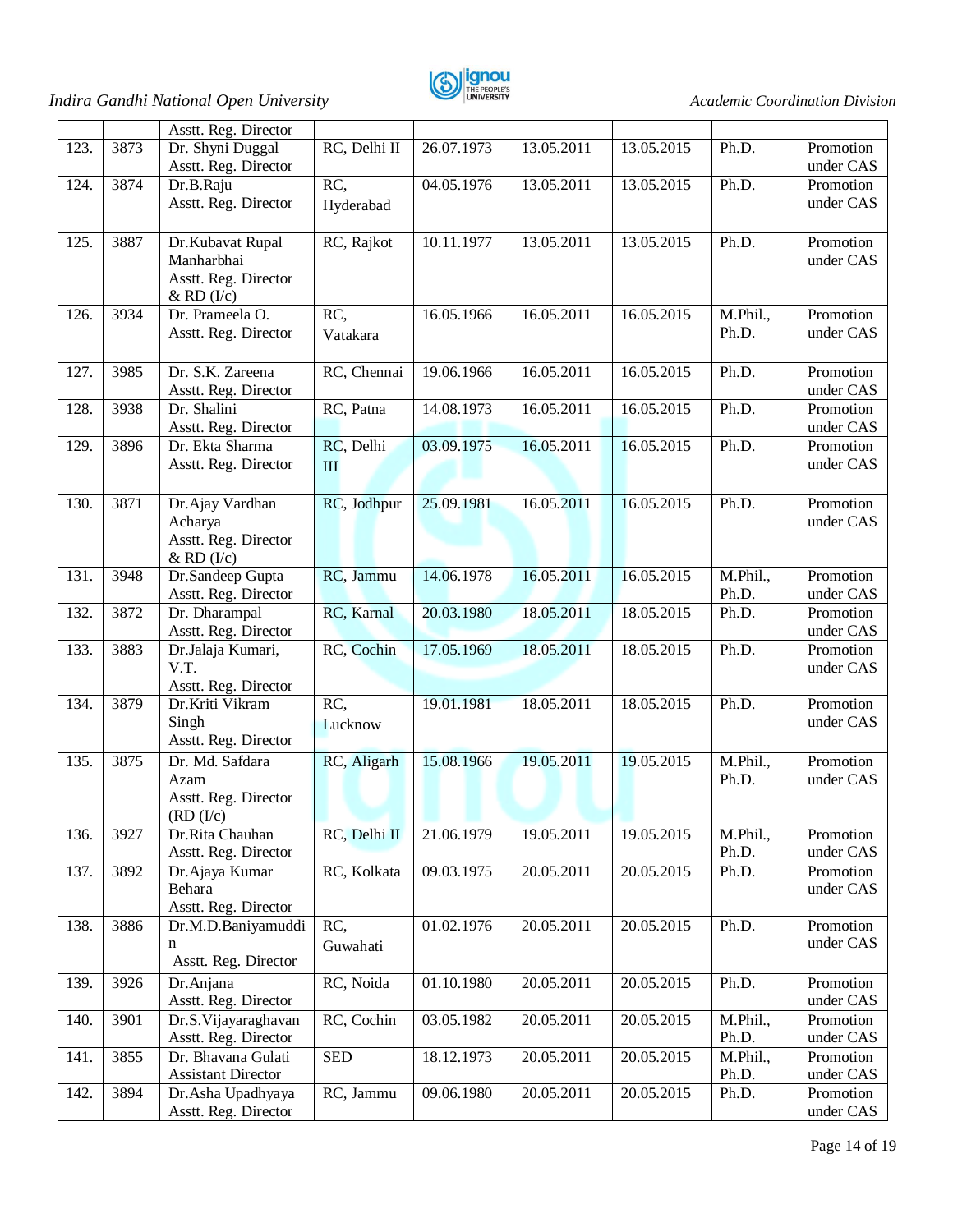|  |  | Asstt. Reg. Director |  |  |  |  |  |  |
|---|---|---|---|---|---|---|---|---|
| 123. | 3873 | Dr. Shyni Duggal Asstt. Reg. Director | RC, Delhi II | 26.07.1973 | 13.05.2011 | 13.05.2015 | Ph.D. | Promotion under CAS |
| 124. | 3874 | Dr.B.Raju Asstt. Reg. Director | RC, Hyderabad | 04.05.1976 | 13.05.2011 | 13.05.2015 | Ph.D. | Promotion under CAS |
| 125. | 3887 | Dr.Kubavat Rupal Manharbhai Asstt. Reg. Director & RD (I/c) | RC, Rajkot | 10.11.1977 | 13.05.2011 | 13.05.2015 | Ph.D. | Promotion under CAS |
| 126. | 3934 | Dr. Prameela O. Asstt. Reg. Director | RC, Vatakara | 16.05.1966 | 16.05.2011 | 16.05.2015 | M.Phil., Ph.D. | Promotion under CAS |
| 127. | 3985 | Dr. S.K. Zareena Asstt. Reg. Director | RC, Chennai | 19.06.1966 | 16.05.2011 | 16.05.2015 | Ph.D. | Promotion under CAS |
| 128. | 3938 | Dr. Shalini Asstt. Reg. Director | RC, Patna | 14.08.1973 | 16.05.2011 | 16.05.2015 | Ph.D. | Promotion under CAS |
| 129. | 3896 | Dr. Ekta Sharma Asstt. Reg. Director | RC, Delhi III | 03.09.1975 | 16.05.2011 | 16.05.2015 | Ph.D. | Promotion under CAS |
| 130. | 3871 | Dr.Ajay Vardhan Acharya Asstt. Reg. Director & RD (I/c) | RC, Jodhpur | 25.09.1981 | 16.05.2011 | 16.05.2015 | Ph.D. | Promotion under CAS |
| 131. | 3948 | Dr.Sandeep Gupta Asstt. Reg. Director | RC, Jammu | 14.06.1978 | 16.05.2011 | 16.05.2015 | M.Phil., Ph.D. | Promotion under CAS |
| 132. | 3872 | Dr. Dharampal Asstt. Reg. Director | RC, Karnal | 20.03.1980 | 18.05.2011 | 18.05.2015 | Ph.D. | Promotion under CAS |
| 133. | 3883 | Dr.Jalaja Kumari, V.T. Asstt. Reg. Director | RC, Cochin | 17.05.1969 | 18.05.2011 | 18.05.2015 | Ph.D. | Promotion under CAS |
| 134. | 3879 | Dr.Kriti Vikram Singh Asstt. Reg. Director | RC, Lucknow | 19.01.1981 | 18.05.2011 | 18.05.2015 | Ph.D. | Promotion under CAS |
| 135. | 3875 | Dr. Md. Safdara Azam Asstt. Reg. Director (RD (I/c) | RC, Aligarh | 15.08.1966 | 19.05.2011 | 19.05.2015 | M.Phil., Ph.D. | Promotion under CAS |
| 136. | 3927 | Dr.Rita Chauhan Asstt. Reg. Director | RC, Delhi II | 21.06.1979 | 19.05.2011 | 19.05.2015 | M.Phil., Ph.D. | Promotion under CAS |
| 137. | 3892 | Dr.Ajaya Kumar Behara Asstt. Reg. Director | RC, Kolkata | 09.03.1975 | 20.05.2011 | 20.05.2015 | Ph.D. | Promotion under CAS |
| 138. | 3886 | Dr.M.D.Baniyamuddin Asstt. Reg. Director | RC, Guwahati | 01.02.1976 | 20.05.2011 | 20.05.2015 | Ph.D. | Promotion under CAS |
| 139. | 3926 | Dr.Anjana Asstt. Reg. Director | RC, Noida | 01.10.1980 | 20.05.2011 | 20.05.2015 | Ph.D. | Promotion under CAS |
| 140. | 3901 | Dr.S.Vijayaraghavan Asstt. Reg. Director | RC, Cochin | 03.05.1982 | 20.05.2011 | 20.05.2015 | M.Phil., Ph.D. | Promotion under CAS |
| 141. | 3855 | Dr. Bhavana Gulati Assistant Director | SED | 18.12.1973 | 20.05.2011 | 20.05.2015 | M.Phil., Ph.D. | Promotion under CAS |
| 142. | 3894 | Dr.Asha Upadhyaya Asstt. Reg. Director | RC, Jammu | 09.06.1980 | 20.05.2011 | 20.05.2015 | Ph.D. | Promotion under CAS |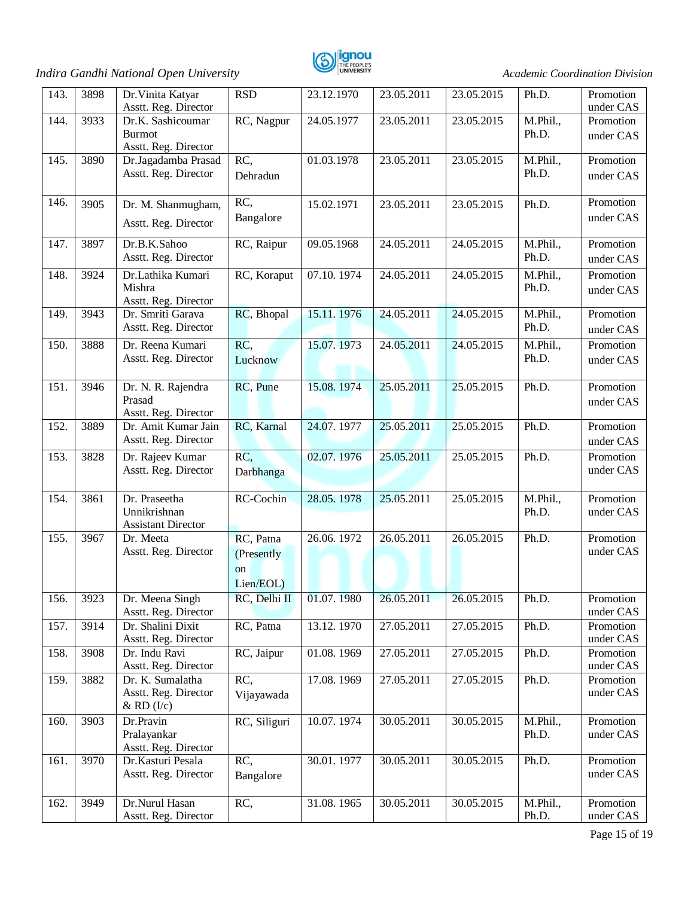| 143. | 3898 | Dr.Vinita Katyar Asstt. Reg. Director | RSD | 23.12.1970 | 23.05.2011 | 23.05.2015 | Ph.D. | Promotion under CAS |
|---|---|---|---|---|---|---|---|---|
| 144. | 3933 | Dr.K. Sashicoumar Burmot Asstt. Reg. Director | RC, Nagpur | 24.05.1977 | 23.05.2011 | 23.05.2015 | M.Phil., Ph.D. | Promotion under CAS |
| 145. | 3890 | Dr.Jagadamba Prasad Asstt. Reg. Director | RC, Dehradun | 01.03.1978 | 23.05.2011 | 23.05.2015 | M.Phil., Ph.D. | Promotion under CAS |
| 146. | 3905 | Dr. M. Shanmugham, Asstt. Reg. Director | RC, Bangalore | 15.02.1971 | 23.05.2011 | 23.05.2015 | Ph.D. | Promotion under CAS |
| 147. | 3897 | Dr.B.K.Sahoo Asstt. Reg. Director | RC, Raipur | 09.05.1968 | 24.05.2011 | 24.05.2015 | M.Phil., Ph.D. | Promotion under CAS |
| 148. | 3924 | Dr.Lathika Kumari Mishra Asstt. Reg. Director | RC, Koraput | 07.10. 1974 | 24.05.2011 | 24.05.2015 | M.Phil., Ph.D. | Promotion under CAS |
| 149. | 3943 | Dr. Smriti Garava Asstt. Reg. Director | RC, Bhopal | 15.11. 1976 | 24.05.2011 | 24.05.2015 | M.Phil., Ph.D. | Promotion under CAS |
| 150. | 3888 | Dr. Reena Kumari Asstt. Reg. Director | RC, Lucknow | 15.07. 1973 | 24.05.2011 | 24.05.2015 | M.Phil., Ph.D. | Promotion under CAS |
| 151. | 3946 | Dr. N. R. Rajendra Prasad Asstt. Reg. Director | RC, Pune | 15.08. 1974 | 25.05.2011 | 25.05.2015 | Ph.D. | Promotion under CAS |
| 152. | 3889 | Dr. Amit Kumar Jain Asstt. Reg. Director | RC, Karnal | 24.07. 1977 | 25.05.2011 | 25.05.2015 | Ph.D. | Promotion under CAS |
| 153. | 3828 | Dr. Rajeev Kumar Asstt. Reg. Director | RC, Darbhanga | 02.07. 1976 | 25.05.2011 | 25.05.2015 | Ph.D. | Promotion under CAS |
| 154. | 3861 | Dr. Praseetha Unnikrishnan Assistant Director | RC-Cochin | 28.05. 1978 | 25.05.2011 | 25.05.2015 | M.Phil., Ph.D. | Promotion under CAS |
| 155. | 3967 | Dr. Meeta Asstt. Reg. Director | RC, Patna (Presently on Lien/EOL) | 26.06. 1972 | 26.05.2011 | 26.05.2015 | Ph.D. | Promotion under CAS |
| 156. | 3923 | Dr. Meena Singh Asstt. Reg. Director | RC, Delhi II | 01.07. 1980 | 26.05.2011 | 26.05.2015 | Ph.D. | Promotion under CAS |
| 157. | 3914 | Dr. Shalini Dixit Asstt. Reg. Director | RC, Patna | 13.12. 1970 | 27.05.2011 | 27.05.2015 | Ph.D. | Promotion under CAS |
| 158. | 3908 | Dr. Indu Ravi Asstt. Reg. Director | RC, Jaipur | 01.08. 1969 | 27.05.2011 | 27.05.2015 | Ph.D. | Promotion under CAS |
| 159. | 3882 | Dr. K. Sumalatha Asstt. Reg. Director & RD (I/c) | RC, Vijayawada | 17.08. 1969 | 27.05.2011 | 27.05.2015 | Ph.D. | Promotion under CAS |
| 160. | 3903 | Dr.Pravin Pralayankar Asstt. Reg. Director | RC, Siliguri | 10.07. 1974 | 30.05.2011 | 30.05.2015 | M.Phil., Ph.D. | Promotion under CAS |
| 161. | 3970 | Dr.Kasturi Pesala Asstt. Reg. Director | RC, Bangalore | 30.01. 1977 | 30.05.2011 | 30.05.2015 | Ph.D. | Promotion under CAS |
| 162. | 3949 | Dr.Nurul Hasan Asstt. Reg. Director | RC, | 31.08. 1965 | 30.05.2011 | 30.05.2015 | M.Phil., Ph.D. | Promotion under CAS |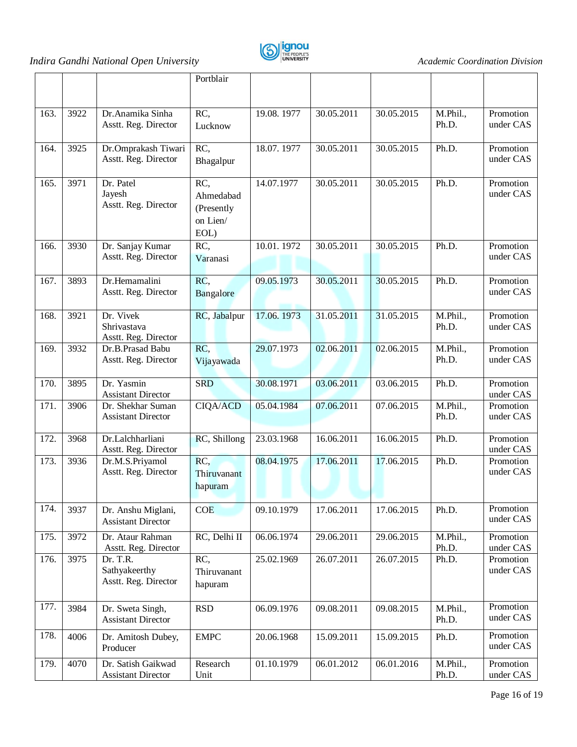| | | | Portblair | | | | | |
|---|---|---|---|---|---|---|---|---|
| 163. | 3922 | Dr.Anamika Sinha Asstt. Reg. Director | RC, Lucknow | 19.08. 1977 | 30.05.2011 | 30.05.2015 | M.Phil., Ph.D. | Promotion under CAS |
| 164. | 3925 | Dr.Omprakash Tiwari Asstt. Reg. Director | RC, Bhagalpur | 18.07. 1977 | 30.05.2011 | 30.05.2015 | Ph.D. | Promotion under CAS |
| 165. | 3971 | Dr. Patel Jayesh Asstt. Reg. Director | RC, Ahmedabad (Presently on Lien/ EOL) | 14.07.1977 | 30.05.2011 | 30.05.2015 | Ph.D. | Promotion under CAS |
| 166. | 3930 | Dr. Sanjay Kumar Asstt. Reg. Director | RC, Varanasi | 10.01. 1972 | 30.05.2011 | 30.05.2015 | Ph.D. | Promotion under CAS |
| 167. | 3893 | Dr.Hemamalini Asstt. Reg. Director | RC, Bangalore | 09.05.1973 | 30.05.2011 | 30.05.2015 | Ph.D. | Promotion under CAS |
| 168. | 3921 | Dr. Vivek Shrivastava Asstt. Reg. Director | RC, Jabalpur | 17.06. 1973 | 31.05.2011 | 31.05.2015 | M.Phil., Ph.D. | Promotion under CAS |
| 169. | 3932 | Dr.B.Prasad Babu Asstt. Reg. Director | RC, Vijayawada | 29.07.1973 | 02.06.2011 | 02.06.2015 | M.Phil., Ph.D. | Promotion under CAS |
| 170. | 3895 | Dr. Yasmin Assistant Director | SRD | 30.08.1971 | 03.06.2011 | 03.06.2015 | Ph.D. | Promotion under CAS |
| 171. | 3906 | Dr. Shekhar Suman Assistant Director | CIQA/ACD | 05.04.1984 | 07.06.2011 | 07.06.2015 | M.Phil., Ph.D. | Promotion under CAS |
| 172. | 3968 | Dr.Lalchharliani Asstt. Reg. Director | RC, Shillong | 23.03.1968 | 16.06.2011 | 16.06.2015 | Ph.D. | Promotion under CAS |
| 173. | 3936 | Dr.M.S.Priyamol Asstt. Reg. Director | RC, Thiruvanant hapuram | 08.04.1975 | 17.06.2011 | 17.06.2015 | Ph.D. | Promotion under CAS |
| 174. | 3937 | Dr. Anshu Miglani, Assistant Director | COE | 09.10.1979 | 17.06.2011 | 17.06.2015 | Ph.D. | Promotion under CAS |
| 175. | 3972 | Dr. Ataur Rahman Asstt. Reg. Director | RC, Delhi II | 06.06.1974 | 29.06.2011 | 29.06.2015 | M.Phil., Ph.D. | Promotion under CAS |
| 176. | 3975 | Dr. T.R. Sathyakeerthy Asstt. Reg. Director | RC, Thiruvanant hapuram | 25.02.1969 | 26.07.2011 | 26.07.2015 | Ph.D. | Promotion under CAS |
| 177. | 3984 | Dr. Sweta Singh, Assistant Director | RSD | 06.09.1976 | 09.08.2011 | 09.08.2015 | M.Phil., Ph.D. | Promotion under CAS |
| 178. | 4006 | Dr. Amitosh Dubey, Producer | EMPC | 20.06.1968 | 15.09.2011 | 15.09.2015 | Ph.D. | Promotion under CAS |
| 179. | 4070 | Dr. Satish Gaikwad Assistant Director | Research Unit | 01.10.1979 | 06.01.2012 | 06.01.2016 | M.Phil., Ph.D. | Promotion under CAS |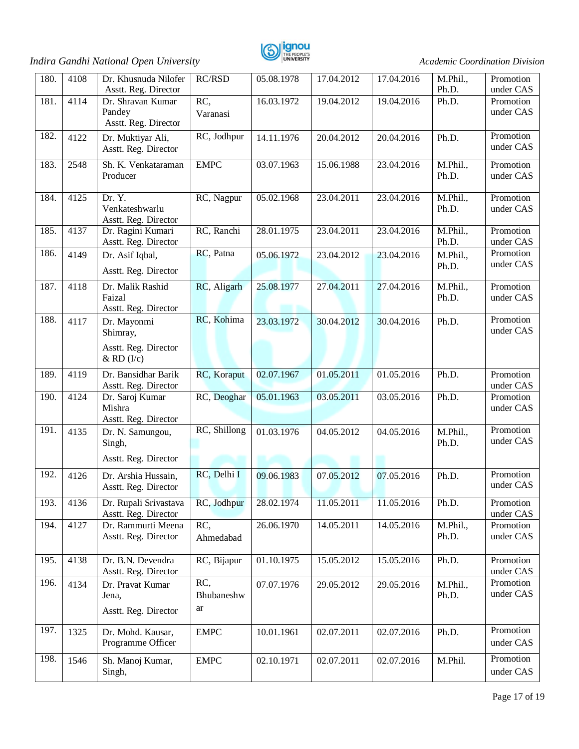| 180. | 4108 | Dr. Khusnuda Nilofer Asstt. Reg. Director | RC/RSD | 05.08.1978 | 17.04.2012 | 17.04.2016 | M.Phil., Ph.D. | Promotion under CAS |
|---|---|---|---|---|---|---|---|---|
| 181. | 4114 | Dr. Shravan Kumar Pandey Asstt. Reg. Director | RC, Varanasi | 16.03.1972 | 19.04.2012 | 19.04.2016 | Ph.D. | Promotion under CAS |
| 182. | 4122 | Dr. Muktiyar Ali, Asstt. Reg. Director | RC, Jodhpur | 14.11.1976 | 20.04.2012 | 20.04.2016 | Ph.D. | Promotion under CAS |
| 183. | 2548 | Sh. K. Venkataraman Producer | EMPC | 03.07.1963 | 15.06.1988 | 23.04.2016 | M.Phil., Ph.D. | Promotion under CAS |
| 184. | 4125 | Dr. Y. Venkateshwarlu Asstt. Reg. Director | RC, Nagpur | 05.02.1968 | 23.04.2011 | 23.04.2016 | M.Phil., Ph.D. | Promotion under CAS |
| 185. | 4137 | Dr. Ragini Kumari Asstt. Reg. Director | RC, Ranchi | 28.01.1975 | 23.04.2011 | 23.04.2016 | M.Phil., Ph.D. | Promotion under CAS |
| 186. | 4149 | Dr. Asif Iqbal, Asstt. Reg. Director | RC, Patna | 05.06.1972 | 23.04.2012 | 23.04.2016 | M.Phil., Ph.D. | Promotion under CAS |
| 187. | 4118 | Dr. Malik Rashid Faizal Asstt. Reg. Director | RC, Aligarh | 25.08.1977 | 27.04.2011 | 27.04.2016 | M.Phil., Ph.D. | Promotion under CAS |
| 188. | 4117 | Dr. Mayonmi Shimray, Asstt. Reg. Director & RD (I/c) | RC, Kohima | 23.03.1972 | 30.04.2012 | 30.04.2016 | Ph.D. | Promotion under CAS |
| 189. | 4119 | Dr. Bansidhar Barik Asstt. Reg. Director | RC, Koraput | 02.07.1967 | 01.05.2011 | 01.05.2016 | Ph.D. | Promotion under CAS |
| 190. | 4124 | Dr. Saroj Kumar Mishra Asstt. Reg. Director | RC, Deoghar | 05.01.1963 | 03.05.2011 | 03.05.2016 | Ph.D. | Promotion under CAS |
| 191. | 4135 | Dr. N. Samungou, Singh, Asstt. Reg. Director | RC, Shillong | 01.03.1976 | 04.05.2012 | 04.05.2016 | M.Phil., Ph.D. | Promotion under CAS |
| 192. | 4126 | Dr. Arshia Hussain, Asstt. Reg. Director | RC, Delhi I | 09.06.1983 | 07.05.2012 | 07.05.2016 | Ph.D. | Promotion under CAS |
| 193. | 4136 | Dr. Rupali Srivastava Asstt. Reg. Director | RC, Jodhpur | 28.02.1974 | 11.05.2011 | 11.05.2016 | Ph.D. | Promotion under CAS |
| 194. | 4127 | Dr. Rammurti Meena Asstt. Reg. Director | RC, Ahmedabad | 26.06.1970 | 14.05.2011 | 14.05.2016 | M.Phil., Ph.D. | Promotion under CAS |
| 195. | 4138 | Dr. B.N. Devendra Asstt. Reg. Director | RC, Bijapur | 01.10.1975 | 15.05.2012 | 15.05.2016 | Ph.D. | Promotion under CAS |
| 196. | 4134 | Dr. Pravat Kumar Jena, Asstt. Reg. Director | RC, Bhubaneshwar | 07.07.1976 | 29.05.2012 | 29.05.2016 | M.Phil., Ph.D. | Promotion under CAS |
| 197. | 1325 | Dr. Mohd. Kausar, Programme Officer | EMPC | 10.01.1961 | 02.07.2011 | 02.07.2016 | Ph.D. | Promotion under CAS |
| 198. | 1546 | Sh. Manoj Kumar, Singh, | EMPC | 02.10.1971 | 02.07.2011 | 02.07.2016 | M.Phil. | Promotion under CAS |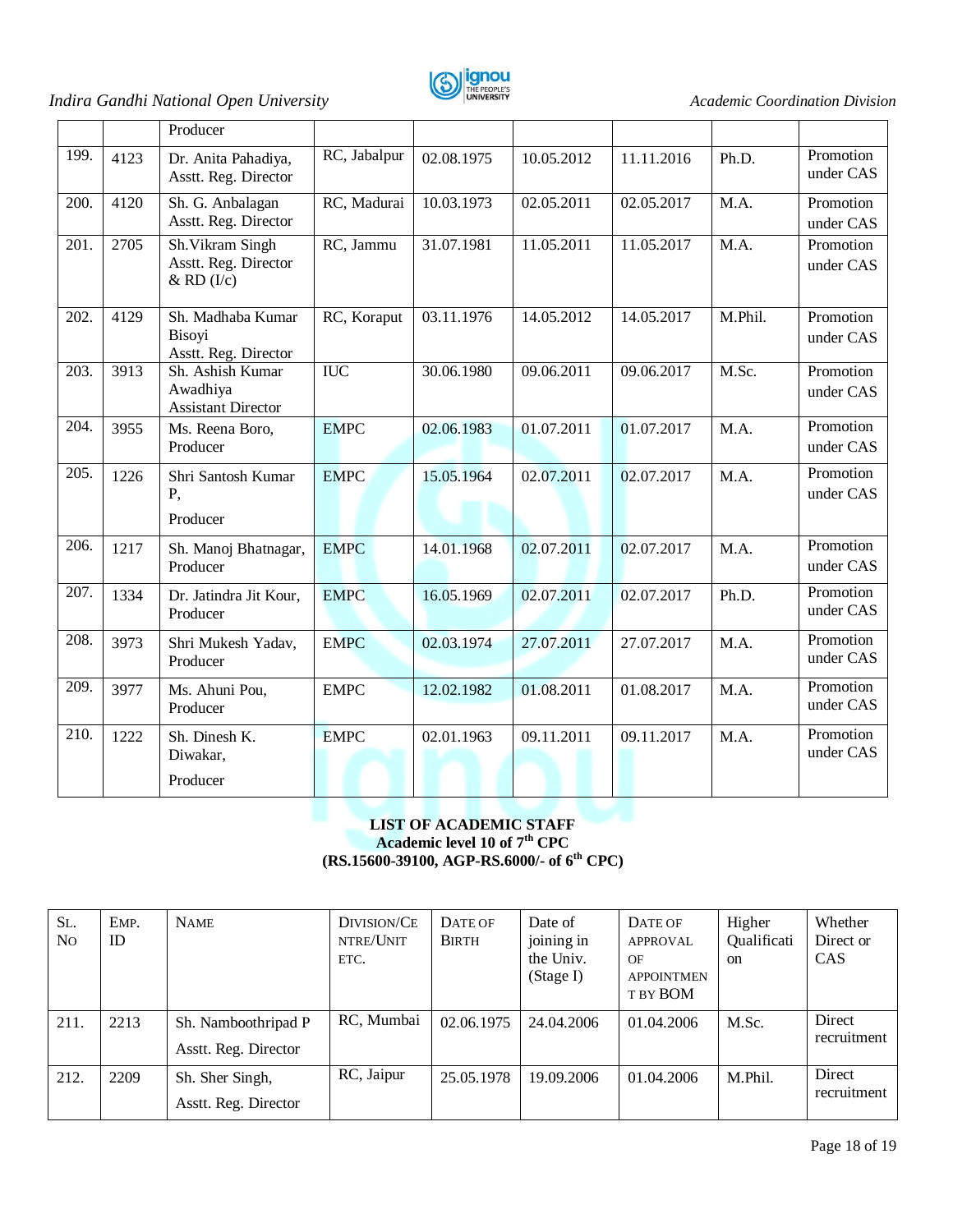| | | Producer | | | | | | |
|---|---|---|---|---|---|---|---|---|
| 199. | 4123 | Dr. Anita Pahadiya, Asstt. Reg. Director | RC, Jabalpur | 02.08.1975 | 10.05.2012 | 11.11.2016 | Ph.D. | Promotion under CAS |
| 200. | 4120 | Sh. G. Anbalagan Asstt. Reg. Director | RC, Madurai | 10.03.1973 | 02.05.2011 | 02.05.2017 | M.A. | Promotion under CAS |
| 201. | 2705 | Sh.Vikram Singh Asstt. Reg. Director & RD (I/c) | RC, Jammu | 31.07.1981 | 11.05.2011 | 11.05.2017 | M.A. | Promotion under CAS |
| 202. | 4129 | Sh. Madhaba Kumar Bisoyi Asstt. Reg. Director | RC, Koraput | 03.11.1976 | 14.05.2012 | 14.05.2017 | M.Phil. | Promotion under CAS |
| 203. | 3913 | Sh. Ashish Kumar Awadhiya Assistant Director | IUC | 30.06.1980 | 09.06.2011 | 09.06.2017 | M.Sc. | Promotion under CAS |
| 204. | 3955 | Ms. Reena Boro, Producer | EMPC | 02.06.1983 | 01.07.2011 | 01.07.2017 | M.A. | Promotion under CAS |
| 205. | 1226 | Shri Santosh Kumar P, Producer | EMPC | 15.05.1964 | 02.07.2011 | 02.07.2017 | M.A. | Promotion under CAS |
| 206. | 1217 | Sh. Manoj Bhatnagar, Producer | EMPC | 14.01.1968 | 02.07.2011 | 02.07.2017 | M.A. | Promotion under CAS |
| 207. | 1334 | Dr. Jatindra Jit Kour, Producer | EMPC | 16.05.1969 | 02.07.2011 | 02.07.2017 | Ph.D. | Promotion under CAS |
| 208. | 3973 | Shri Mukesh Yadav, Producer | EMPC | 02.03.1974 | 27.07.2011 | 27.07.2017 | M.A. | Promotion under CAS |
| 209. | 3977 | Ms. Ahuni Pou, Producer | EMPC | 12.02.1982 | 01.08.2011 | 01.08.2017 | M.A. | Promotion under CAS |
| 210. | 1222 | Sh. Dinesh K. Diwakar, Producer | EMPC | 02.01.1963 | 09.11.2011 | 09.11.2017 | M.A. | Promotion under CAS |

**LIST OF ACADEMIC STAFF**
**Academic level 10 of 7th CPC**
**(RS.15600-39100, AGP-RS.6000/- of 6th CPC)**

| SL. NO | EMP. ID | NAME | DIVISION/CENTRE/UNIT ETC. | DATE OF BIRTH | Date of joining in the Univ. (Stage I) | DATE OF APPROVAL OF APPOINTMENT BY BOM | Higher Qualification | Whether Direct or CAS |
|---|---|---|---|---|---|---|---|---|
| 211. | 2213 | Sh. Namboothripad P Asstt. Reg. Director | RC, Mumbai | 02.06.1975 | 24.04.2006 | 01.04.2006 | M.Sc. | Direct recruitment |
| 212. | 2209 | Sh. Sher Singh, Asstt. Reg. Director | RC, Jaipur | 25.05.1978 | 19.09.2006 | 01.04.2006 | M.Phil. | Direct recruitment |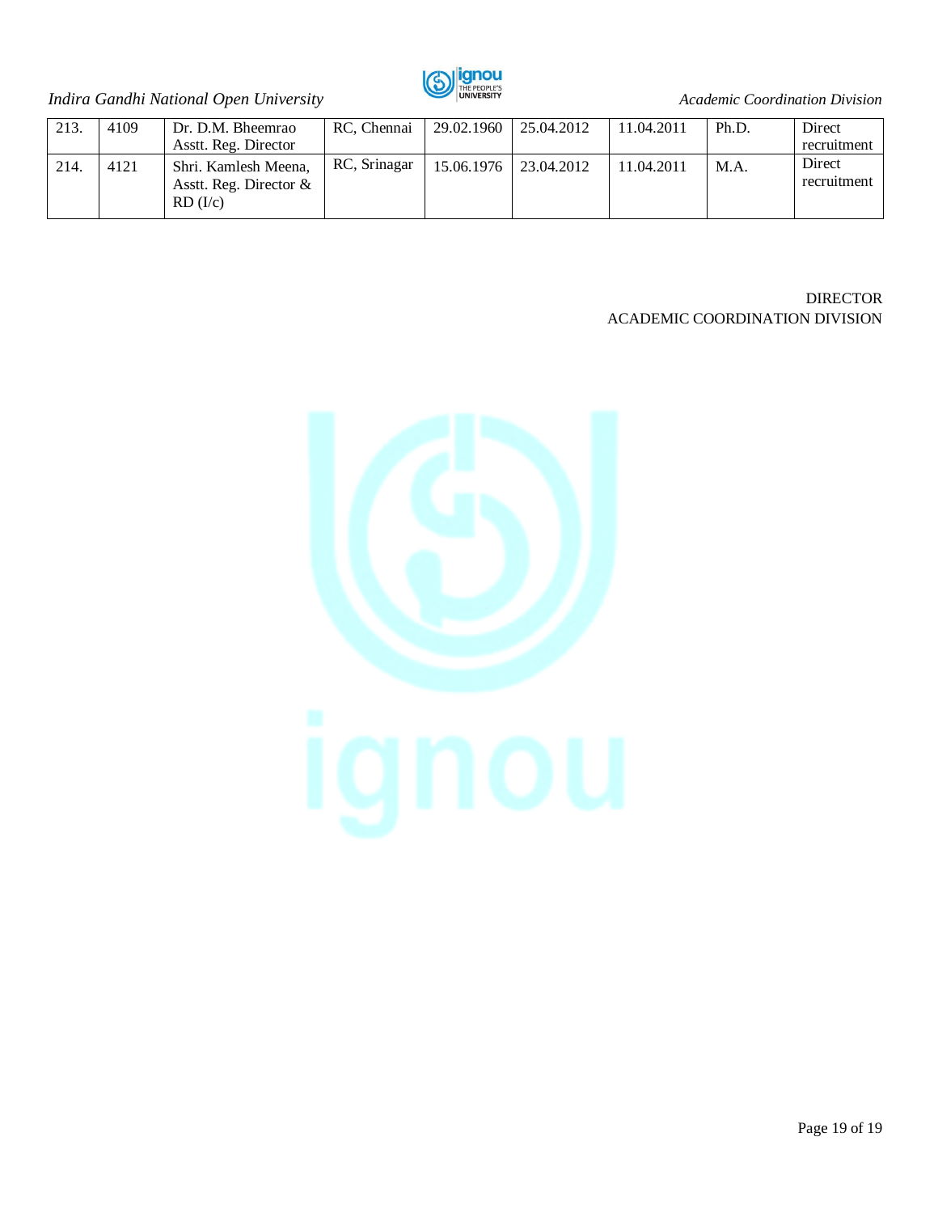| | | | | | | | | |
|---|---|---|---|---|---|---|---|---|
| 213. | 4109 | Dr. D.M. Bheemrao Asstt. Reg. Director | RC, Chennai | 29.02.1960 | 25.04.2012 | 11.04.2011 | Ph.D. | Direct recruitment |
| 214. | 4121 | Shri. Kamlesh Meena, Asstt. Reg. Director & RD (I/c) | RC, Srinagar | 15.06.1976 | 23.04.2012 | 11.04.2011 | M.A. | Direct recruitment |

DIRECTOR
ACADEMIC COORDINATION DIVISION